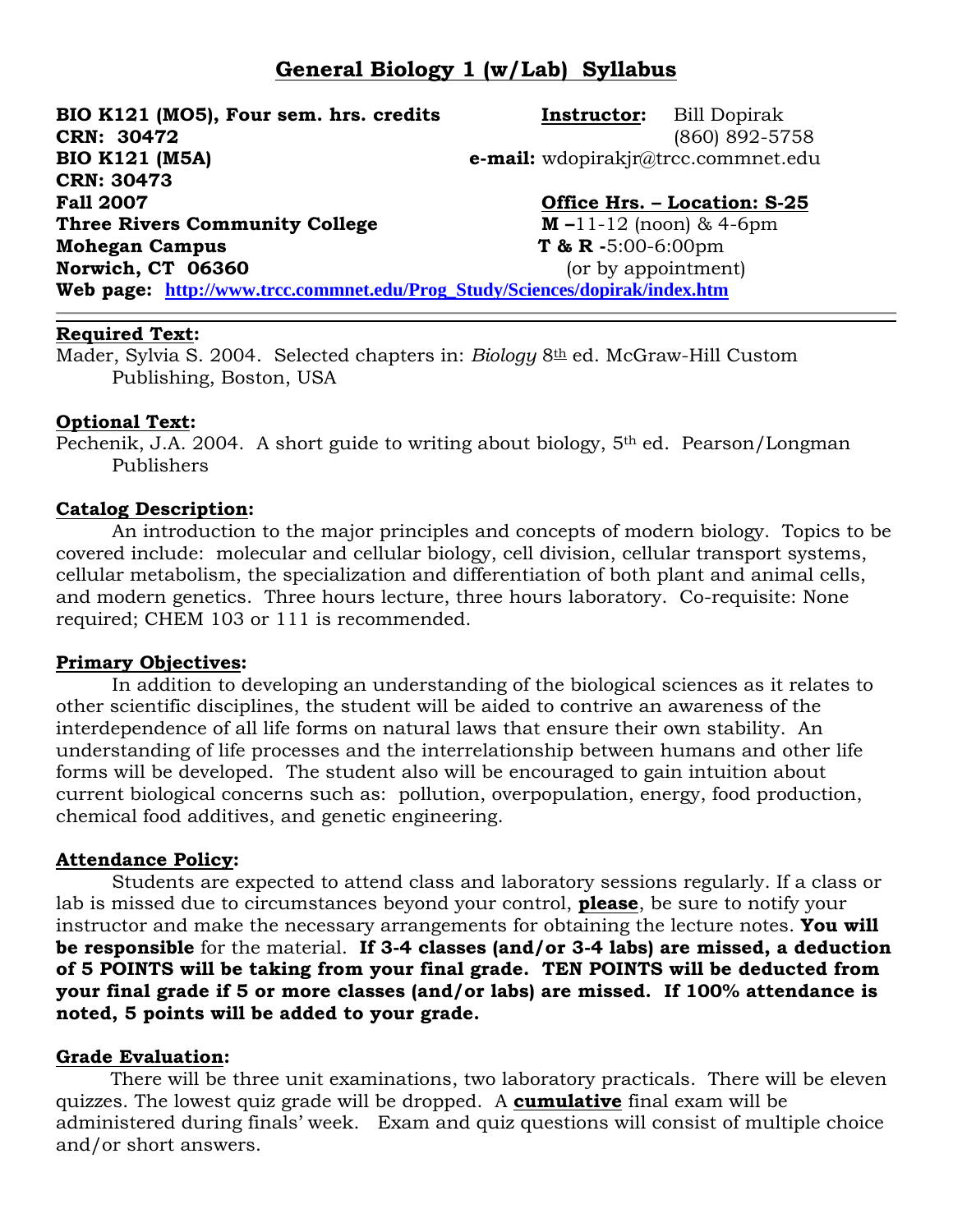# General Biology 1 (w/Lab) Syllabus

**BIO K121 (MO5), Four sem. hrs. credits**
**CRN: 30472**
**BIO K121 (M5A)**
**CRN: 30473**
**Fall 2007**
**Three Rivers Community College**
**Mohegan Campus**
**Norwich, CT 06360**

**Instructor:** Bill Dopirak
(860) 892-5758
**e-mail:** wdopirakjr@trcc.commnet.edu

**Office Hrs. – Location: S-25**
**M –**11-12 (noon) & 4-6pm
**T & R -**5:00-6:00pm
(or by appointment)

**Web page:** **http://www.trcc.commnet.edu/Prog_Study/Sciences/dopirak/index.htm**

---

**Required Text:**

Mader, Sylvia S. 2004. Selected chapters in: *Biology* 8th ed. McGraw-Hill Custom Publishing, Boston, USA

**Optional Text:**

Pechenik, J.A. 2004. A short guide to writing about biology, 5th ed. Pearson/Longman Publishers

**Catalog Description:**

An introduction to the major principles and concepts of modern biology. Topics to be covered include: molecular and cellular biology, cell division, cellular transport systems, cellular metabolism, the specialization and differentiation of both plant and animal cells, and modern genetics. Three hours lecture, three hours laboratory. Co-requisite: None required; CHEM 103 or 111 is recommended.

**Primary Objectives:**

In addition to developing an understanding of the biological sciences as it relates to other scientific disciplines, the student will be aided to contrive an awareness of the interdependence of all life forms on natural laws that ensure their own stability. An understanding of life processes and the interrelationship between humans and other life forms will be developed. The student also will be encouraged to gain intuition about current biological concerns such as: pollution, overpopulation, energy, food production, chemical food additives, and genetic engineering.

**Attendance Policy:**

Students are expected to attend class and laboratory sessions regularly. If a class or lab is missed due to circumstances beyond your control, **please**, be sure to notify your instructor and make the necessary arrangements for obtaining the lecture notes. **You will be responsible** for the material. **If 3-4 classes (and/or 3-4 labs) are missed, a deduction of 5 POINTS will be taking from your final grade. TEN POINTS will be deducted from your final grade if 5 or more classes (and/or labs) are missed. If 100% attendance is noted, 5 points will be added to your grade.**

**Grade Evaluation:**

There will be three unit examinations, two laboratory practicals. There will be eleven quizzes. The lowest quiz grade will be dropped. A **cumulative** final exam will be administered during finals' week. Exam and quiz questions will consist of multiple choice and/or short answers.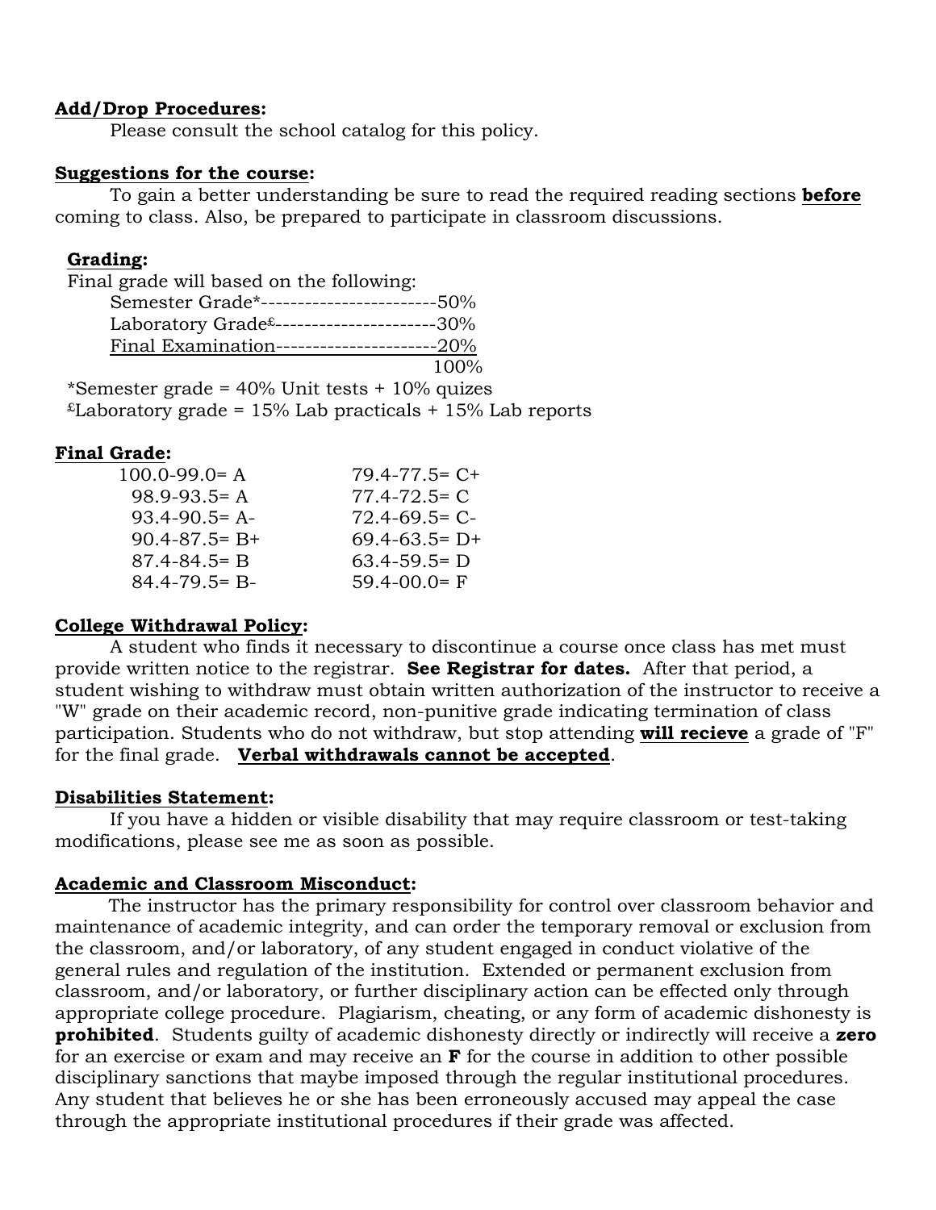**Add/Drop Procedures:**

Please consult the school catalog for this policy.

**Suggestions for the course:**

To gain a better understanding be sure to read the required reading sections **before** coming to class. Also, be prepared to participate in classroom discussions.

**Grading:**

Final grade will based on the following:

| Component | Weight |
|---|---|
| Semester Grade* | 50% |
| Laboratory Grade£ | 30% |
| Final Examination | 20% |
| | 100% |

*Semester grade = 40% Unit tests + 10% quizes

£Laboratory grade = 15% Lab practicals + 15% Lab reports

**Final Grade:**

| Range | Grade | Range | Grade |
|---|---|---|---|
| 100.0-99.0 | A | 79.4-77.5 | C+ |
| 98.9-93.5 | A | 77.4-72.5 | C |
| 93.4-90.5 | A- | 72.4-69.5 | C- |
| 90.4-87.5 | B+ | 69.4-63.5 | D+ |
| 87.4-84.5 | B | 63.4-59.5 | D |
| 84.4-79.5 | B- | 59.4-00.0 | F |

**College Withdrawal Policy:**

A student who finds it necessary to discontinue a course once class has met must provide written notice to the registrar. **See Registrar for dates.** After that period, a student wishing to withdraw must obtain written authorization of the instructor to receive a "W" grade on their academic record, non-punitive grade indicating termination of class participation. Students who do not withdraw, but stop attending **will recieve** a grade of "F" for the final grade. **Verbal withdrawals cannot be accepted**.

**Disabilities Statement:**

If you have a hidden or visible disability that may require classroom or test-taking modifications, please see me as soon as possible.

**Academic and Classroom Misconduct:**

The instructor has the primary responsibility for control over classroom behavior and maintenance of academic integrity, and can order the temporary removal or exclusion from the classroom, and/or laboratory, of any student engaged in conduct violative of the general rules and regulation of the institution. Extended or permanent exclusion from classroom, and/or laboratory, or further disciplinary action can be effected only through appropriate college procedure. Plagiarism, cheating, or any form of academic dishonesty is **prohibited**. Students guilty of academic dishonesty directly or indirectly will receive a **zero** for an exercise or exam and may receive an **F** for the course in addition to other possible disciplinary sanctions that maybe imposed through the regular institutional procedures. Any student that believes he or she has been erroneously accused may appeal the case through the appropriate institutional procedures if their grade was affected.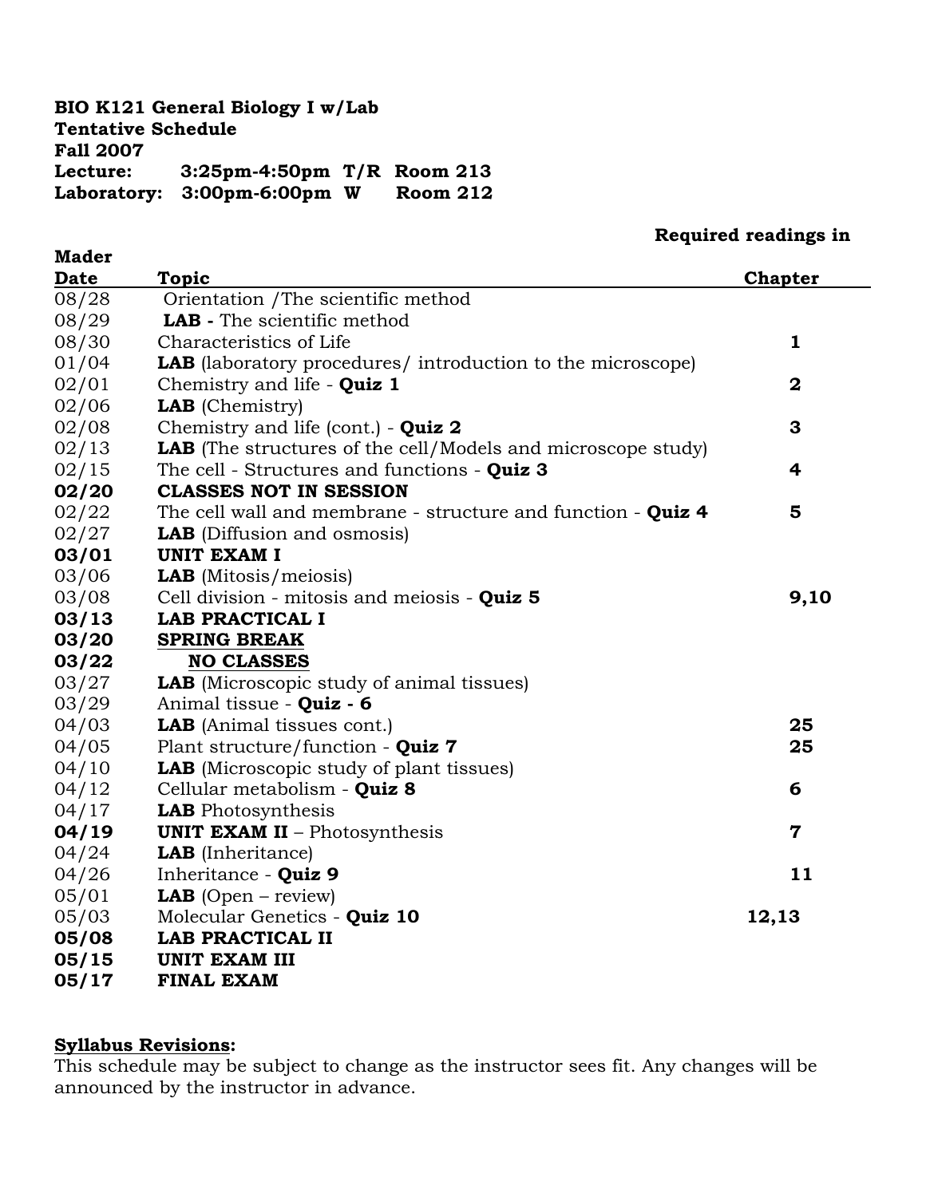**BIO K121 General Biology I w/Lab**
**Tentative Schedule**
**Fall 2007**
**Lecture: 3:25pm-4:50pm T/R Room 213**
**Laboratory: 3:00pm-6:00pm W Room 212**

| **Date** | **Topic** | **Required readings in Mader Chapter** |
|---|---|---|
| 08/28 | Orientation /The scientific method | |
| 08/29 | **LAB -** The scientific method | |
| 08/30 | Characteristics of Life | **1** |
| 01/04 | **LAB** (laboratory procedures/ introduction to the microscope) | |
| 02/01 | Chemistry and life - **Quiz 1** | **2** |
| 02/06 | **LAB** (Chemistry) | |
| 02/08 | Chemistry and life (cont.) - **Quiz 2** | **3** |
| 02/13 | **LAB** (The structures of the cell/Models and microscope study) | |
| 02/15 | The cell - Structures and functions - **Quiz 3** | **4** |
| **02/20** | **CLASSES NOT IN SESSION** | |
| 02/22 | The cell wall and membrane - structure and function - **Quiz 4** | **5** |
| 02/27 | **LAB** (Diffusion and osmosis) | |
| **03/01** | **UNIT EXAM I** | |
| 03/06 | **LAB** (Mitosis/meiosis) | |
| 03/08 | Cell division - mitosis and meiosis - **Quiz 5** | **9,10** |
| **03/13** | **LAB PRACTICAL I** | |
| **03/20** | **SPRING BREAK** | |
| **03/22** | **NO CLASSES** | |
| 03/27 | **LAB** (Microscopic study of animal tissues) | |
| 03/29 | Animal tissue - **Quiz - 6** | |
| 04/03 | **LAB** (Animal tissues cont.) | **25** |
| 04/05 | Plant structure/function - **Quiz 7** | **25** |
| 04/10 | **LAB** (Microscopic study of plant tissues) | |
| 04/12 | Cellular metabolism - **Quiz 8** | **6** |
| 04/17 | **LAB** Photosynthesis | |
| **04/19** | **UNIT EXAM II** – Photosynthesis | **7** |
| 04/24 | **LAB** (Inheritance) | |
| 04/26 | Inheritance - **Quiz 9** | **11** |
| 05/01 | **LAB** (Open – review) | |
| 05/03 | Molecular Genetics - **Quiz 10** | **12,13** |
| **05/08** | **LAB PRACTICAL II** | |
| **05/15** | **UNIT EXAM III** | |
| **05/17** | **FINAL EXAM** | |

**Syllabus Revisions:**
This schedule may be subject to change as the instructor sees fit. Any changes will be announced by the instructor in advance.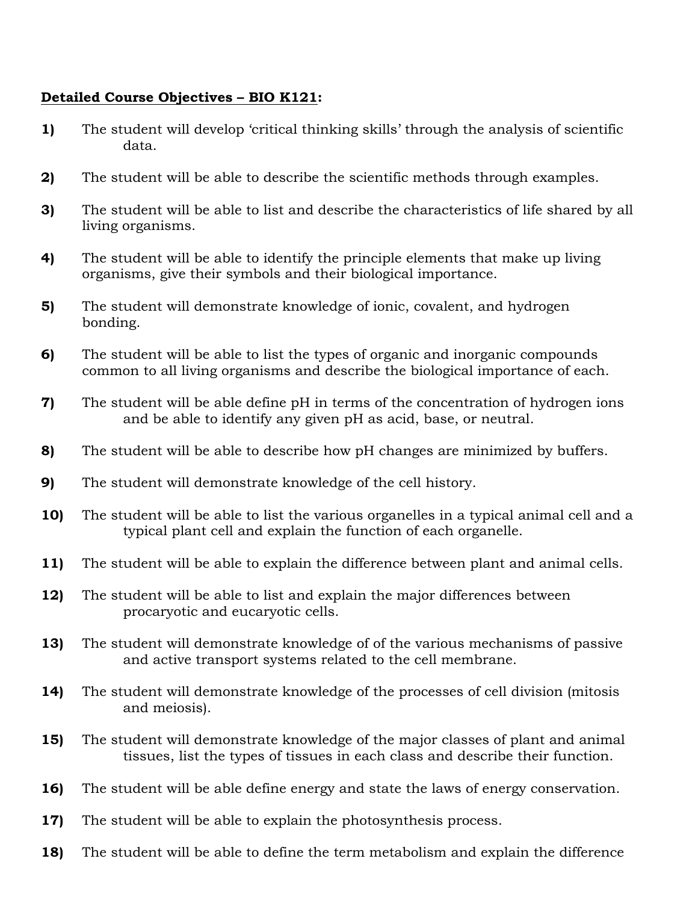**<u>Detailed Course Objectives – BIO K121</u>:**

**1)** The student will develop 'critical thinking skills' through the analysis of scientific data.

**2)** The student will be able to describe the scientific methods through examples.

**3)** The student will be able to list and describe the characteristics of life shared by all living organisms.

**4)** The student will be able to identify the principle elements that make up living organisms, give their symbols and their biological importance.

**5)** The student will demonstrate knowledge of ionic, covalent, and hydrogen bonding.

**6)** The student will be able to list the types of organic and inorganic compounds common to all living organisms and describe the biological importance of each.

**7)** The student will be able define pH in terms of the concentration of hydrogen ions and be able to identify any given pH as acid, base, or neutral.

**8)** The student will be able to describe how pH changes are minimized by buffers.

**9)** The student will demonstrate knowledge of the cell history.

**10)** The student will be able to list the various organelles in a typical animal cell and a typical plant cell and explain the function of each organelle.

**11)** The student will be able to explain the difference between plant and animal cells.

**12)** The student will be able to list and explain the major differences between procaryotic and eucaryotic cells.

**13)** The student will demonstrate knowledge of of the various mechanisms of passive and active transport systems related to the cell membrane.

**14)** The student will demonstrate knowledge of the processes of cell division (mitosis and meiosis).

**15)** The student will demonstrate knowledge of the major classes of plant and animal tissues, list the types of tissues in each class and describe their function.

**16)** The student will be able define energy and state the laws of energy conservation.

**17)** The student will be able to explain the photosynthesis process.

**18)** The student will be able to define the term metabolism and explain the difference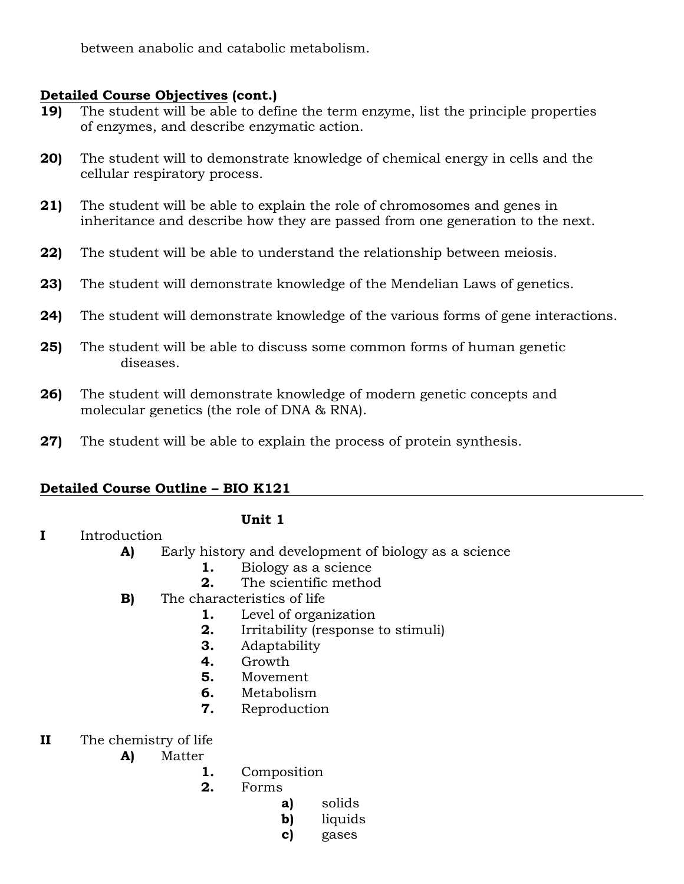between anabolic and catabolic metabolism.

**Detailed Course Objectives (cont.)**

**19)** The student will be able to define the term enzyme, list the principle properties of enzymes, and describe enzymatic action.

**20)** The student will to demonstrate knowledge of chemical energy in cells and the cellular respiratory process.

**21)** The student will be able to explain the role of chromosomes and genes in inheritance and describe how they are passed from one generation to the next.

**22)** The student will be able to understand the relationship between meiosis.

**23)** The student will demonstrate knowledge of the Mendelian Laws of genetics.

**24)** The student will demonstrate knowledge of the various forms of gene interactions.

**25)** The student will be able to discuss some common forms of human genetic diseases.

**26)** The student will demonstrate knowledge of modern genetic concepts and molecular genetics (the role of DNA & RNA).

**27)** The student will be able to explain the process of protein synthesis.

**Detailed Course Outline – BIO K121**

**Unit 1**

**I** Introduction

- **A)** Early history and development of biology as a science
  - **1.** Biology as a science
  - **2.** The scientific method
- **B)** The characteristics of life
  - **1.** Level of organization
  - **2.** Irritability (response to stimuli)
  - **3.** Adaptability
  - **4.** Growth
  - **5.** Movement
  - **6.** Metabolism
  - **7.** Reproduction

**II** The chemistry of life

- **A)** Matter
  - **1.** Composition
  - **2.** Forms
    - **a)** solids
    - **b)** liquids
    - **c)** gases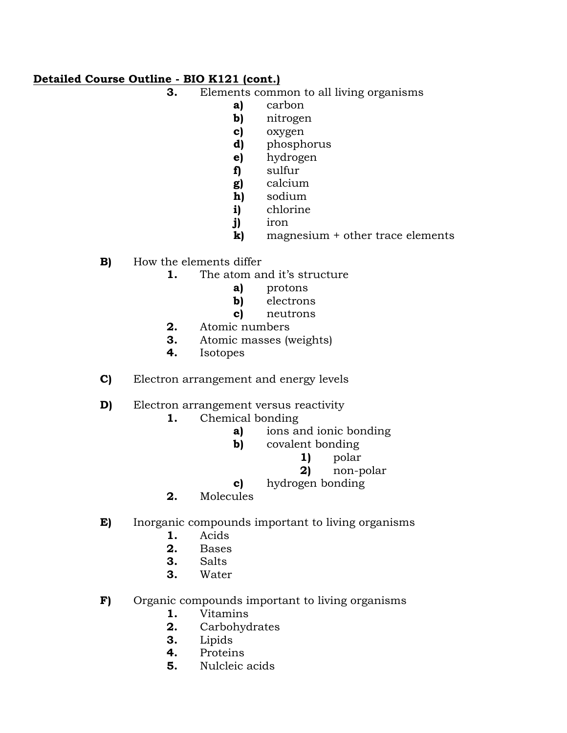**Detailed Course Outline - BIO K121 (cont.)**

3. Elements common to all living organisms
    - **a)** carbon
    - **b)** nitrogen
    - **c)** oxygen
    - **d)** phosphorus
    - **e)** hydrogen
    - **f)** sulfur
    - **g)** calcium
    - **h)** sodium
    - **i)** chlorine
    - **j)** iron
    - **k)** magnesium + other trace elements

**B)** How the elements differ

1. The atom and it's structure
    - **a)** protons
    - **b)** electrons
    - **c)** neutrons
2. Atomic numbers
3. Atomic masses (weights)
4. Isotopes

**C)** Electron arrangement and energy levels

**D)** Electron arrangement versus reactivity

1. Chemical bonding
    - **a)** ions and ionic bonding
    - **b)** covalent bonding
        - **1)** polar
        - **2)** non-polar
    - **c)** hydrogen bonding
2. Molecules

**E)** Inorganic compounds important to living organisms

- **1.** Acids
- **2.** Bases
- **3.** Salts
- **3.** Water

**F)** Organic compounds important to living organisms

1. Vitamins
2. Carbohydrates
3. Lipids
4. Proteins
5. Nulcleic acids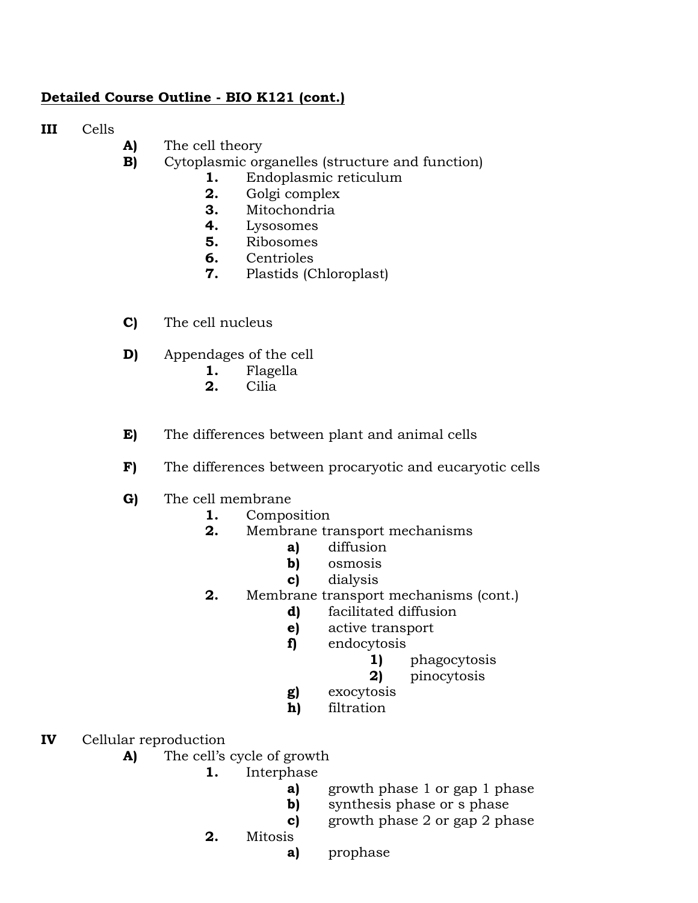**Detailed Course Outline - BIO K121 (cont.)**

**III** Cells

- **A)** The cell theory
- **B)** Cytoplasmic organelles (structure and function)
  - **1.** Endoplasmic reticulum
  - **2.** Golgi complex
  - **3.** Mitochondria
  - **4.** Lysosomes
  - **5.** Ribosomes
  - **6.** Centrioles
  - **7.** Plastids (Chloroplast)
- **C)** The cell nucleus
- **D)** Appendages of the cell
  - **1.** Flagella
  - **2.** Cilia
- **E)** The differences between plant and animal cells
- **F)** The differences between procaryotic and eucaryotic cells
- **G)** The cell membrane
  - **1.** Composition
  - **2.** Membrane transport mechanisms
    - **a)** diffusion
    - **b)** osmosis
    - **c)** dialysis
  - **2.** Membrane transport mechanisms (cont.)
    - **d)** facilitated diffusion
    - **e)** active transport
    - **f)** endocytosis
      - **1)** phagocytosis
      - **2)** pinocytosis
    - **g)** exocytosis
    - **h)** filtration

**IV** Cellular reproduction

- **A)** The cell's cycle of growth
  - **1.** Interphase
    - **a)** growth phase 1 or gap 1 phase
    - **b)** synthesis phase or s phase
    - **c)** growth phase 2 or gap 2 phase
  - **2.** Mitosis
    - **a)** prophase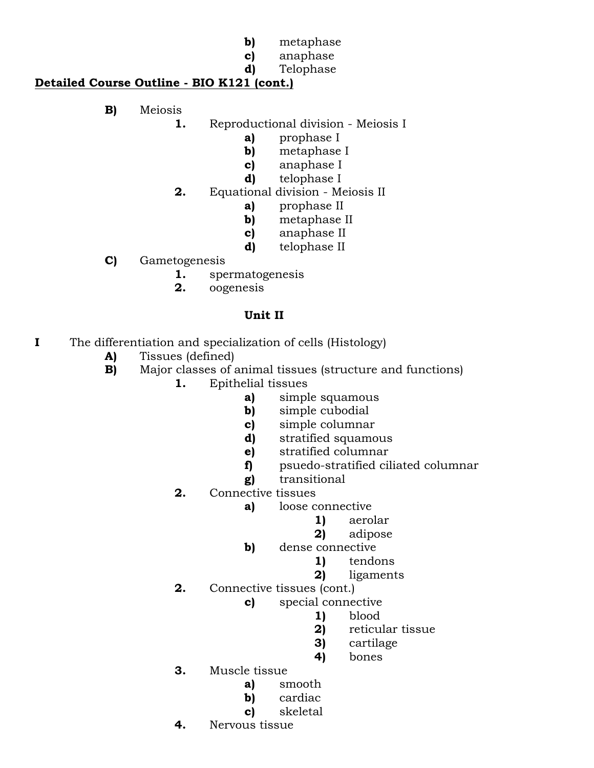- **b)** metaphase
- **c)** anaphase
- **d)** Telophase

**Detailed Course Outline - BIO K121 (cont.)**

- **B)** Meiosis
  - **1.** Reproductional division - Meiosis I
    - **a)** prophase I
    - **b)** metaphase I
    - **c)** anaphase I
    - **d)** telophase I
  - **2.** Equational division - Meiosis II
    - **a)** prophase II
    - **b)** metaphase II
    - **c)** anaphase II
    - **d)** telophase II
- **C)** Gametogenesis
  - **1.** spermatogenesis
  - **2.** oogenesis

**Unit II**

**I** The differentiation and specialization of cells (Histology)

- **A)** Tissues (defined)
- **B)** Major classes of animal tissues (structure and functions)
  - **1.** Epithelial tissues
    - **a)** simple squamous
    - **b)** simple cubodial
    - **c)** simple columnar
    - **d)** stratified squamous
    - **e)** stratified columnar
    - **f)** psuedo-stratified ciliated columnar
    - **g)** transitional
  - **2.** Connective tissues
    - **a)** loose connective
      - **1)** aerolar
      - **2)** adipose
    - **b)** dense connective
      - **1)** tendons
      - **2)** ligaments
  - **2.** Connective tissues (cont.)
    - **c)** special connective
      - **1)** blood
      - **2)** reticular tissue
      - **3)** cartilage
      - **4)** bones
  - **3.** Muscle tissue
    - **a)** smooth
    - **b)** cardiac
    - **c)** skeletal
  - **4.** Nervous tissue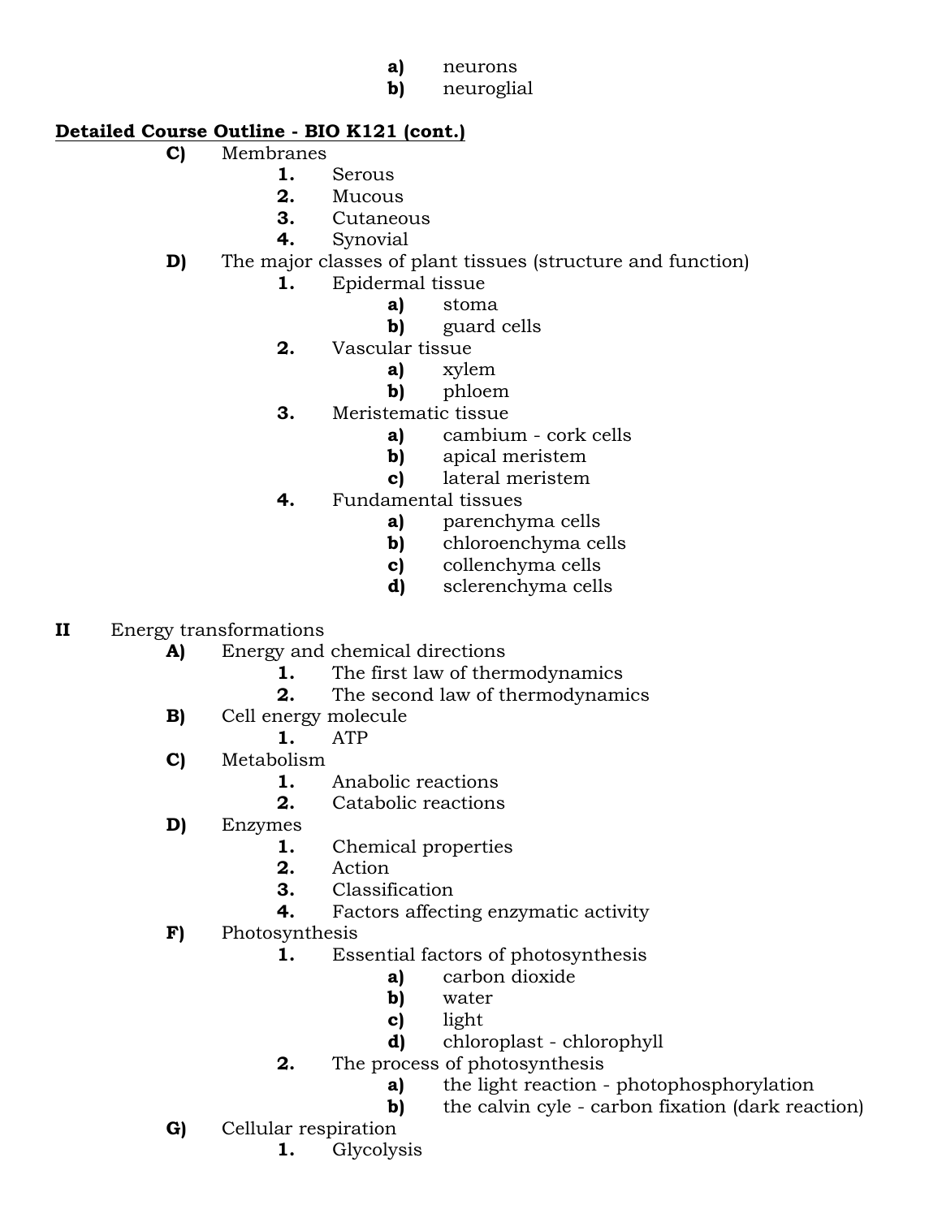- a) neurons
- b) neuroglial

**Detailed Course Outline - BIO K121 (cont.)**

- **C)** Membranes
    - **1.** Serous
    - **2.** Mucous
    - **3.** Cutaneous
    - **4.** Synovial
- **D)** The major classes of plant tissues (structure and function)
    - **1.** Epidermal tissue
        - **a)** stoma
        - **b)** guard cells
    - **2.** Vascular tissue
        - **a)** xylem
        - **b)** phloem
    - **3.** Meristematic tissue
        - **a)** cambium - cork cells
        - **b)** apical meristem
        - **c)** lateral meristem
    - **4.** Fundamental tissues
        - **a)** parenchyma cells
        - **b)** chloroenchyma cells
        - **c)** collenchyma cells
        - **d)** sclerenchyma cells

**II** Energy transformations

- **A)** Energy and chemical directions
    - **1.** The first law of thermodynamics
    - **2.** The second law of thermodynamics
- **B)** Cell energy molecule
    - **1.** ATP
- **C)** Metabolism
    - **1.** Anabolic reactions
    - **2.** Catabolic reactions
- **D)** Enzymes
    - **1.** Chemical properties
    - **2.** Action
    - **3.** Classification
    - **4.** Factors affecting enzymatic activity
- **F)** Photosynthesis
    - **1.** Essential factors of photosynthesis
        - **a)** carbon dioxide
        - **b)** water
        - **c)** light
        - **d)** chloroplast - chlorophyll
    - **2.** The process of photosynthesis
        - **a)** the light reaction - photophosphorylation
        - **b)** the calvin cyle - carbon fixation (dark reaction)
- **G)** Cellular respiration
    - **1.** Glycolysis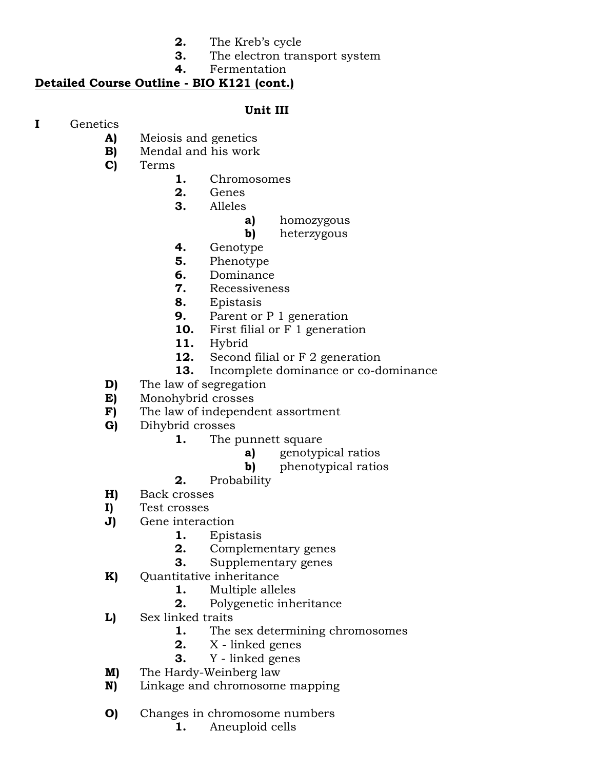2. The Kreb's cycle
3. The electron transport system
4. Fermentation

**Detailed Course Outline - BIO K121 (cont.)**

**Unit III**

**I** Genetics

- **A)** Meiosis and genetics
- **B)** Mendal and his work
- **C)** Terms
  - **1.** Chromosomes
  - **2.** Genes
  - **3.** Alleles
    - **a)** homozygous
    - **b)** heterzygous
  - **4.** Genotype
  - **5.** Phenotype
  - **6.** Dominance
  - **7.** Recessiveness
  - **8.** Epistasis
  - **9.** Parent or P 1 generation
  - **10.** First filial or F 1 generation
  - **11.** Hybrid
  - **12.** Second filial or F 2 generation
  - **13.** Incomplete dominance or co-dominance
- **D)** The law of segregation
- **E)** Monohybrid crosses
- **F)** The law of independent assortment
- **G)** Dihybrid crosses
  - **1.** The punnett square
    - **a)** genotypical ratios
    - **b)** phenotypical ratios
  - **2.** Probability
- **H)** Back crosses
- **I)** Test crosses
- **J)** Gene interaction
  - **1.** Epistasis
  - **2.** Complementary genes
  - **3.** Supplementary genes
- **K)** Quantitative inheritance
  - **1.** Multiple alleles
  - **2.** Polygenetic inheritance
- **L)** Sex linked traits
  - **1.** The sex determining chromosomes
  - **2.** X - linked genes
  - **3.** Y - linked genes
- **M)** The Hardy-Weinberg law
- **N)** Linkage and chromosome mapping
- **O)** Changes in chromosome numbers
  - **1.** Aneuploid cells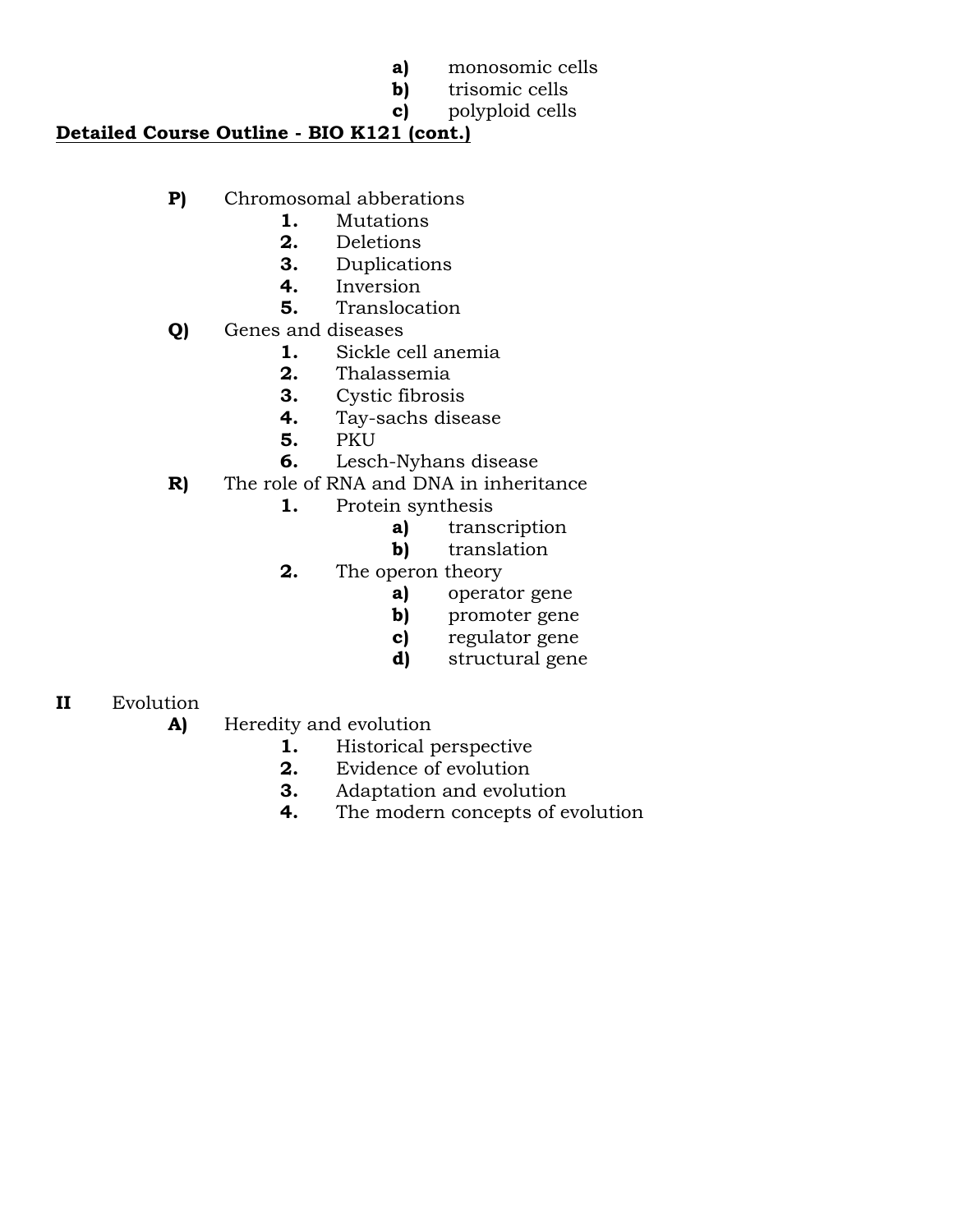- **a)** monosomic cells
- **b)** trisomic cells
- **c)** polyploid cells

**Detailed Course Outline - BIO K121 (cont.)**

- **P)** Chromosomal abberations
  - **1.** Mutations
  - **2.** Deletions
  - **3.** Duplications
  - **4.** Inversion
  - **5.** Translocation
- **Q)** Genes and diseases
  - **1.** Sickle cell anemia
  - **2.** Thalassemia
  - **3.** Cystic fibrosis
  - **4.** Tay-sachs disease
  - **5.** PKU
  - **6.** Lesch-Nyhans disease
- **R)** The role of RNA and DNA in inheritance
  - **1.** Protein synthesis
    - **a)** transcription
    - **b)** translation
  - **2.** The operon theory
    - **a)** operator gene
    - **b)** promoter gene
    - **c)** regulator gene
    - **d)** structural gene

**II** Evolution

- **A)** Heredity and evolution
  - **1.** Historical perspective
  - **2.** Evidence of evolution
  - **3.** Adaptation and evolution
  - **4.** The modern concepts of evolution